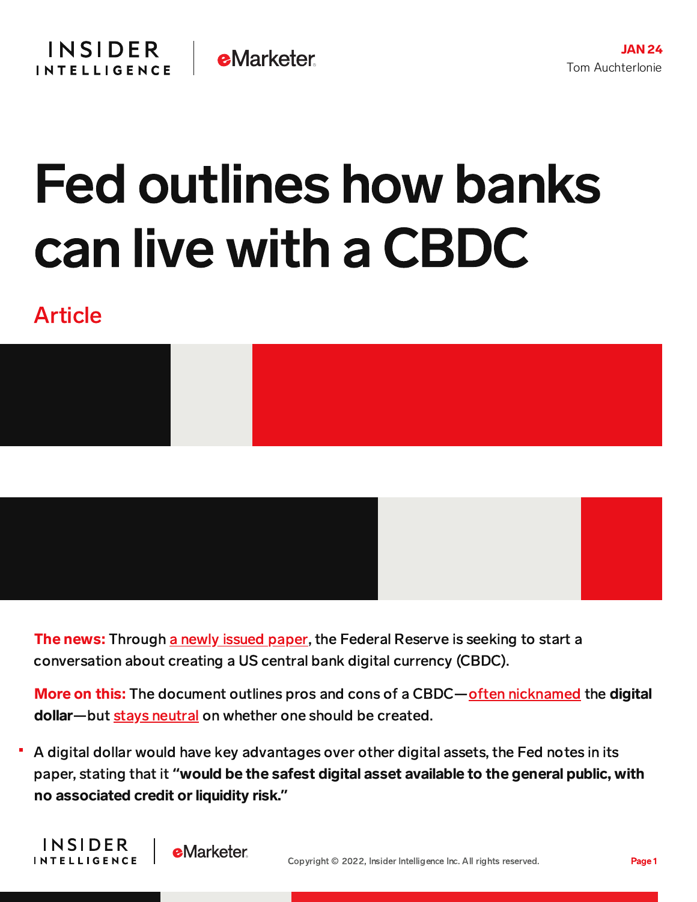JAN 24

Tom Auchterlonie

# Fed outlines how banks can live with a CBDC

Article

**The news:** Through a newly issued paper, the Federal Reserve is seeking to start a conversation about creating a US central bank digital currency (CBDC).

**More on this:** The document outlines pros and cons of a CBDC—often nicknamed the **digital dollar**—but stays neutral on whether one should be created.

- A digital dollar would have key advantages over other digital assets, the Fed notes in its paper, stating that it **"would be the safest digital asset available to the general public, with no associated credit or liquidity risk."**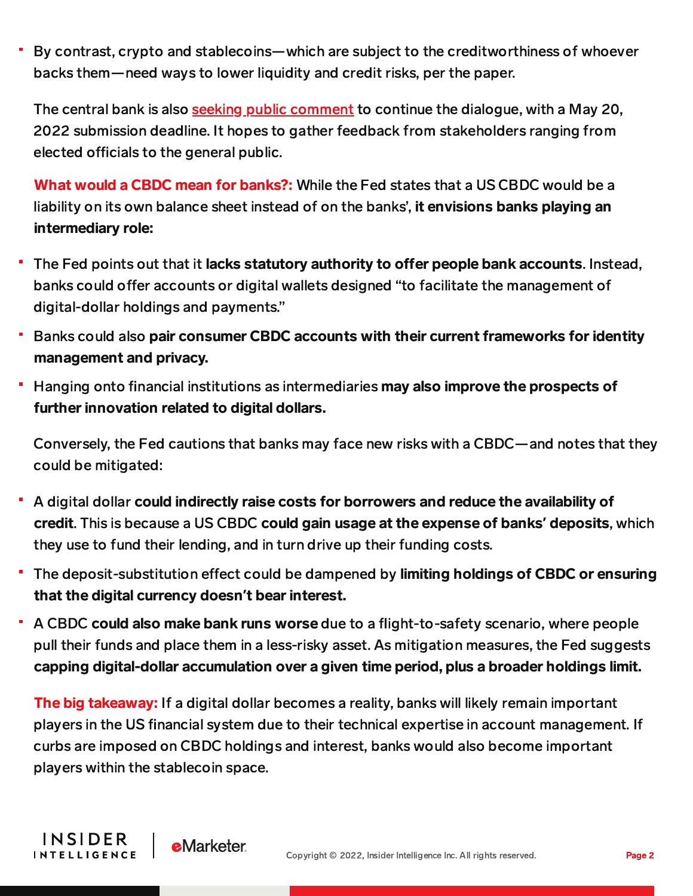- By contrast, crypto and stablecoins—which are subject to the creditworthiness of whoever backs them—need ways to lower liquidity and credit risks, per the paper.

The central bank is also seeking public comment to continue the dialogue, with a May 20, 2022 submission deadline. It hopes to gather feedback from stakeholders ranging from elected officials to the general public.

**What would a CBDC mean for banks?:** While the Fed states that a US CBDC would be a liability on its own balance sheet instead of on the banks', **it envisions banks playing an intermediary role:**

- The Fed points out that it **lacks statutory authority to offer people bank accounts**. Instead, banks could offer accounts or digital wallets designed "to facilitate the management of digital-dollar holdings and payments."
- Banks could also **pair consumer CBDC accounts with their current frameworks for identity management and privacy.**
- Hanging onto financial institutions as intermediaries **may also improve the prospects of further innovation related to digital dollars.**

Conversely, the Fed cautions that banks may face new risks with a CBDC—and notes that they could be mitigated:

- A digital dollar **could indirectly raise costs for borrowers and reduce the availability of credit**. This is because a US CBDC **could gain usage at the expense of banks' deposits**, which they use to fund their lending, and in turn drive up their funding costs.
- The deposit-substitution effect could be dampened by **limiting holdings of CBDC or ensuring that the digital currency doesn't bear interest.**
- A CBDC **could also make bank runs worse** due to a flight-to-safety scenario, where people pull their funds and place them in a less-risky asset. As mitigation measures, the Fed suggests **capping digital-dollar accumulation over a given time period, plus a broader holdings limit.**

**The big takeaway:** If a digital dollar becomes a reality, banks will likely remain important players in the US financial system due to their technical expertise in account management. If curbs are imposed on CBDC holdings and interest, banks would also become important players within the stablecoin space.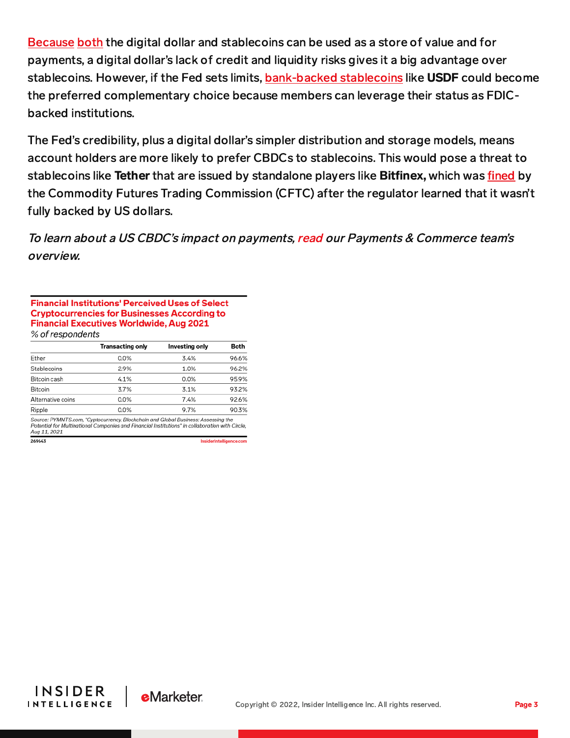Because both the digital dollar and stablecoins can be used as a store of value and for payments, a digital dollar's lack of credit and liquidity risks gives it a big advantage over stablecoins. However, if the Fed sets limits, bank-backed stablecoins like **USDF** could become the preferred complementary choice because members can leverage their status as FDIC-backed institutions.

The Fed's credibility, plus a digital dollar's simpler distribution and storage models, means account holders are more likely to prefer CBDCs to stablecoins. This would pose a threat to stablecoins like **Tether** that are issued by standalone players like **Bitfinex,** which was fined by the Commodity Futures Trading Commission (CFTC) after the regulator learned that it wasn't fully backed by US dollars.

*To learn about a US CBDC's impact on payments, read our Payments & Commerce team's overview.*

**Financial Institutions' Perceived Uses of Select Cryptocurrencies for Businesses According to Financial Executives Worldwide, Aug 2021**

*% of respondents*

| | Transacting only | Investing only | Both |
|---|---|---|---|
| Ether | 0.0% | 3.4% | 96.6% |
| Stablecoins | 2.9% | 1.0% | 96.2% |
| Bitcoin cash | 4.1% | 0.0% | 95.9% |
| Bitcoin | 3.7% | 3.1% | 93.2% |
| Alternative coins | 0.0% | 7.4% | 92.6% |
| Ripple | 0.0% | 9.7% | 90.3% |

*Source: PYMNTS.com, "Cryptocurrency, Blockchain and Global Business: Assessing the Potential for Multinational Companies and Financial Institutions" in collaboration with Circle, Aug 11, 2021*

269643

InsiderIntelligence.com